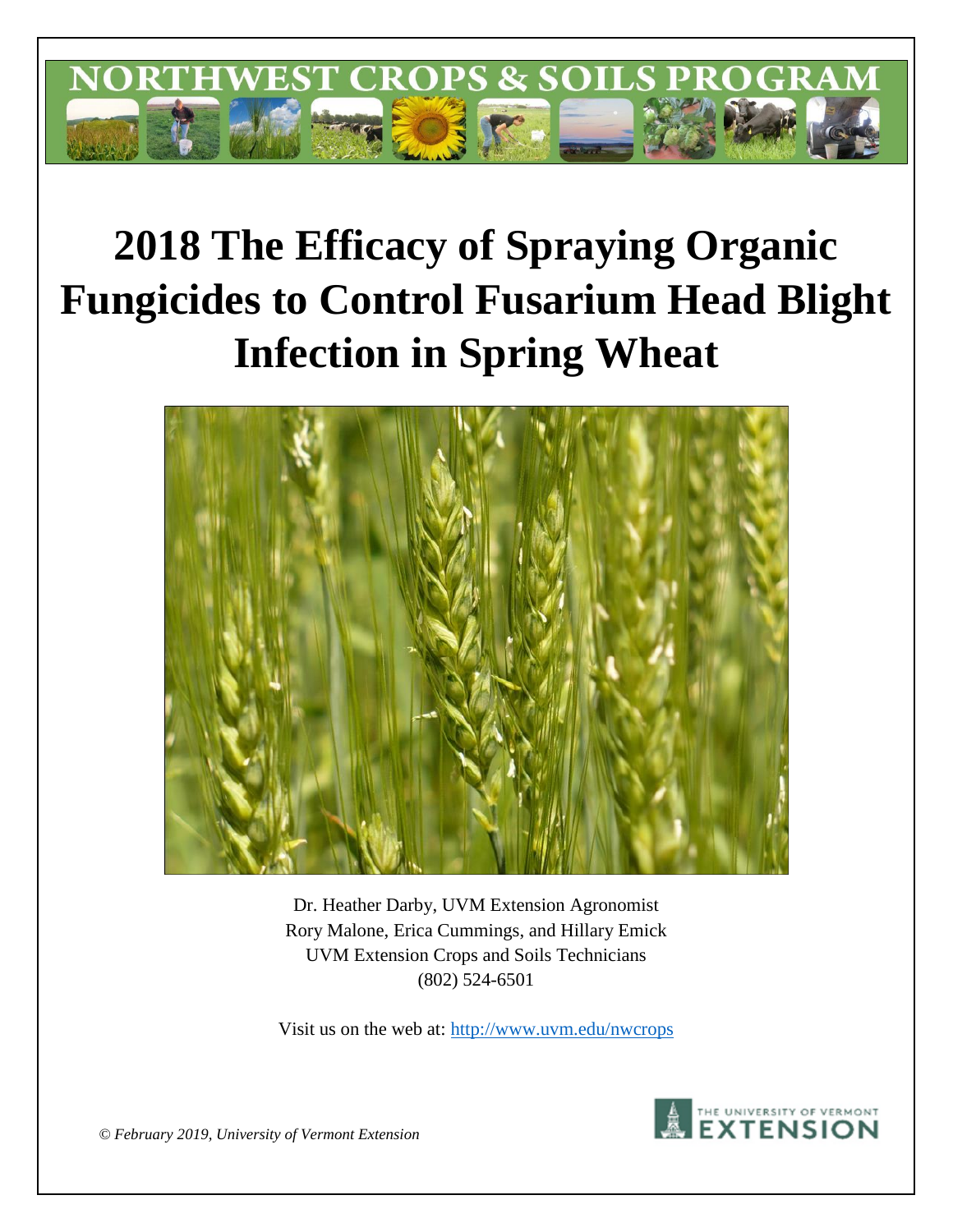NORTHWEST CROPS & SOILS PROGRAM

# 2018 The Efficacy of Spraying Organic Fungicides to Control Fusarium Head Blight Infection in Spring Wheat

Dr. Heather Darby, UVM Extension Agronomist
Rory Malone, Erica Cummings, and Hillary Emick
UVM Extension Crops and Soils Technicians
(802) 524-6501

Visit us on the web at: http://www.uvm.edu/nwcrops

*© February 2019, University of Vermont Extension*

THE UNIVERSITY OF VERMONT EXTENSION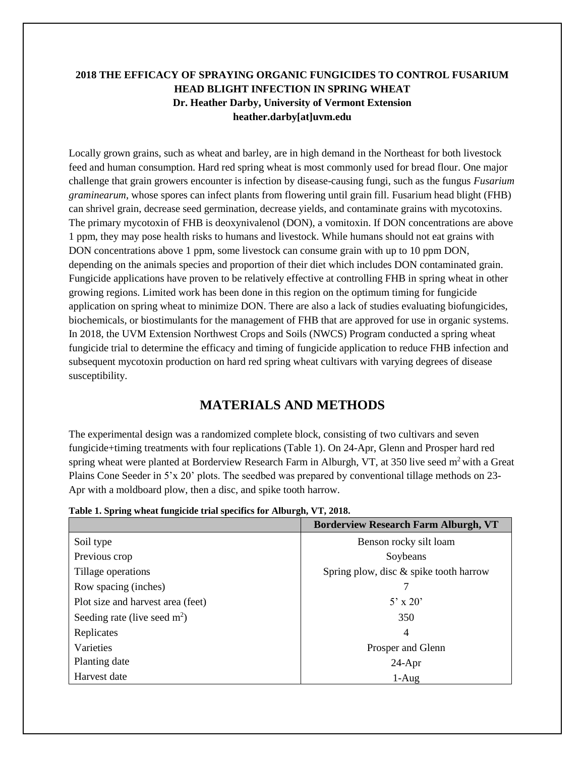**2018 THE EFFICACY OF SPRAYING ORGANIC FUNGICIDES TO CONTROL FUSARIUM HEAD BLIGHT INFECTION IN SPRING WHEAT**
**Dr. Heather Darby, University of Vermont Extension**
**heather.darby[at]uvm.edu**

Locally grown grains, such as wheat and barley, are in high demand in the Northeast for both livestock feed and human consumption. Hard red spring wheat is most commonly used for bread flour. One major challenge that grain growers encounter is infection by disease-causing fungi, such as the fungus *Fusarium graminearum*, whose spores can infect plants from flowering until grain fill. Fusarium head blight (FHB) can shrivel grain, decrease seed germination, decrease yields, and contaminate grains with mycotoxins. The primary mycotoxin of FHB is deoxynivalenol (DON), a vomitoxin. If DON concentrations are above 1 ppm, they may pose health risks to humans and livestock. While humans should not eat grains with DON concentrations above 1 ppm, some livestock can consume grain with up to 10 ppm DON, depending on the animals species and proportion of their diet which includes DON contaminated grain. Fungicide applications have proven to be relatively effective at controlling FHB in spring wheat in other growing regions. Limited work has been done in this region on the optimum timing for fungicide application on spring wheat to minimize DON. There are also a lack of studies evaluating biofungicides, biochemicals, or biostimulants for the management of FHB that are approved for use in organic systems. In 2018, the UVM Extension Northwest Crops and Soils (NWCS) Program conducted a spring wheat fungicide trial to determine the efficacy and timing of fungicide application to reduce FHB infection and subsequent mycotoxin production on hard red spring wheat cultivars with varying degrees of disease susceptibility.

## MATERIALS AND METHODS

The experimental design was a randomized complete block, consisting of two cultivars and seven fungicide+timing treatments with four replications (Table 1). On 24-Apr, Glenn and Prosper hard red spring wheat were planted at Borderview Research Farm in Alburgh, VT, at 350 live seed $m^2$ with a Great Plains Cone Seeder in 5'x 20' plots. The seedbed was prepared by conventional tillage methods on 23-Apr with a moldboard plow, then a disc, and spike tooth harrow.

**Table 1. Spring wheat fungicide trial specifics for Alburgh, VT, 2018.**

| | **Borderview Research Farm Alburgh, VT** |
|---|---|
| Soil type | Benson rocky silt loam |
| Previous crop | Soybeans |
| Tillage operations | Spring plow, disc & spike tooth harrow |
| Row spacing (inches) | 7 |
| Plot size and harvest area (feet) | 5' x 20' |
| Seeding rate (live seed $m^2$) | 350 |
| Replicates | 4 |
| Varieties | Prosper and Glenn |
| Planting date | 24-Apr |
| Harvest date | 1-Aug |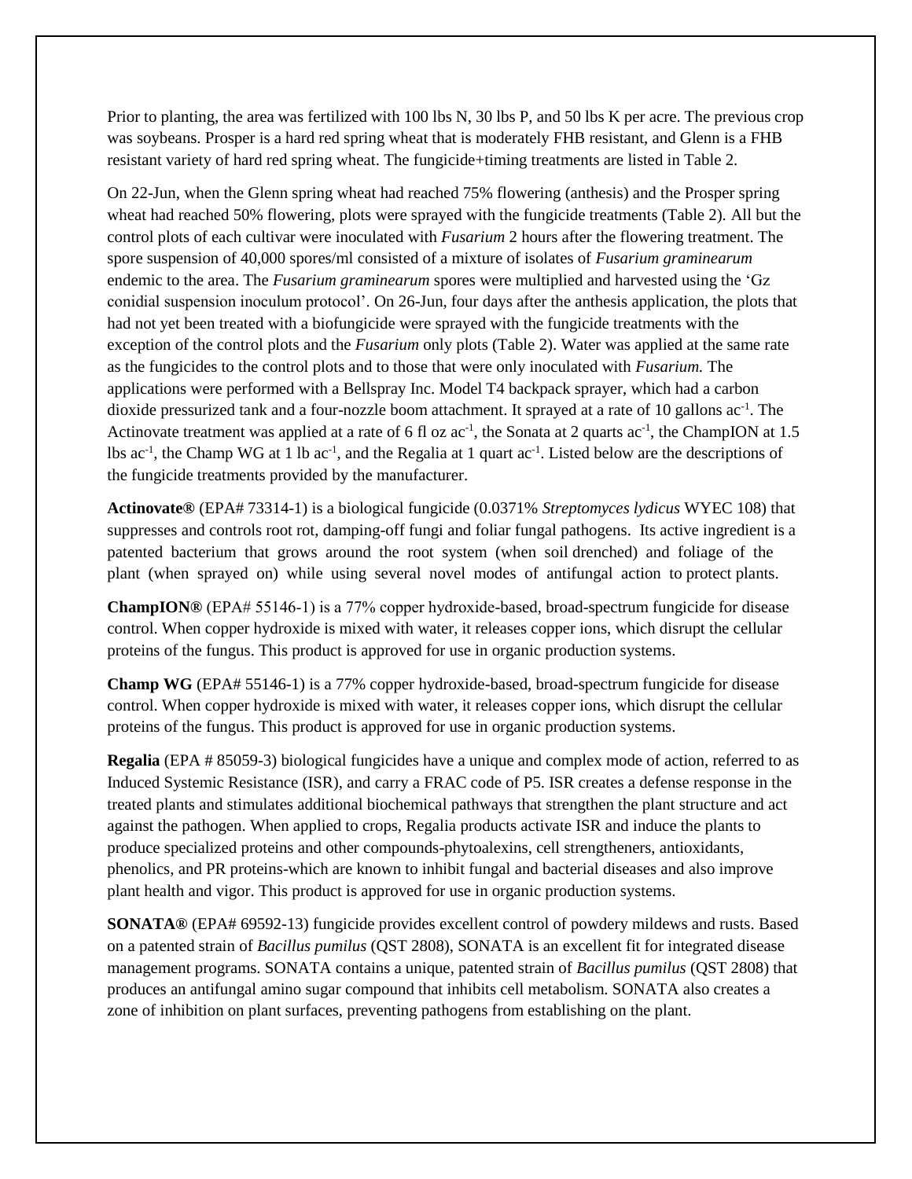Prior to planting, the area was fertilized with 100 lbs N, 30 lbs P, and 50 lbs K per acre. The previous crop was soybeans. Prosper is a hard red spring wheat that is moderately FHB resistant, and Glenn is a FHB resistant variety of hard red spring wheat. The fungicide+timing treatments are listed in Table 2.

On 22-Jun, when the Glenn spring wheat had reached 75% flowering (anthesis) and the Prosper spring wheat had reached 50% flowering, plots were sprayed with the fungicide treatments (Table 2). All but the control plots of each cultivar were inoculated with *Fusarium* 2 hours after the flowering treatment. The spore suspension of 40,000 spores/ml consisted of a mixture of isolates of *Fusarium graminearum* endemic to the area. The *Fusarium graminearum* spores were multiplied and harvested using the 'Gz conidial suspension inoculum protocol'. On 26-Jun, four days after the anthesis application, the plots that had not yet been treated with a biofungicide were sprayed with the fungicide treatments with the exception of the control plots and the *Fusarium* only plots (Table 2). Water was applied at the same rate as the fungicides to the control plots and to those that were only inoculated with *Fusarium.* The applications were performed with a Bellspray Inc. Model T4 backpack sprayer, which had a carbon dioxide pressurized tank and a four-nozzle boom attachment. It sprayed at a rate of 10 gallons $ac^{-1}$. The Actinovate treatment was applied at a rate of 6 fl oz $ac^{-1}$, the Sonata at 2 quarts $ac^{-1}$, the ChampION at 1.5 lbs $ac^{-1}$, the Champ WG at 1 lb $ac^{-1}$, and the Regalia at 1 quart $ac^{-1}$. Listed below are the descriptions of the fungicide treatments provided by the manufacturer.

**Actinovate®** (EPA# 73314-1) is a biological fungicide (0.0371% *Streptomyces lydicus* WYEC 108) that suppresses and controls root rot, damping-off fungi and foliar fungal pathogens. Its active ingredient is a patented bacterium that grows around the root system (when soil drenched) and foliage of the plant (when sprayed on) while using several novel modes of antifungal action to protect plants.

**ChampION®** (EPA# 55146-1) is a 77% copper hydroxide-based, broad-spectrum fungicide for disease control. When copper hydroxide is mixed with water, it releases copper ions, which disrupt the cellular proteins of the fungus. This product is approved for use in organic production systems.

**Champ WG** (EPA# 55146-1) is a 77% copper hydroxide-based, broad-spectrum fungicide for disease control. When copper hydroxide is mixed with water, it releases copper ions, which disrupt the cellular proteins of the fungus. This product is approved for use in organic production systems.

**Regalia** (EPA # 85059-3) biological fungicides have a unique and complex mode of action, referred to as Induced Systemic Resistance (ISR), and carry a FRAC code of P5. ISR creates a defense response in the treated plants and stimulates additional biochemical pathways that strengthen the plant structure and act against the pathogen. When applied to crops, Regalia products activate ISR and induce the plants to produce specialized proteins and other compounds-phytoalexins, cell strengtheners, antioxidants, phenolics, and PR proteins-which are known to inhibit fungal and bacterial diseases and also improve plant health and vigor. This product is approved for use in organic production systems.

**SONATA®** (EPA# 69592-13) fungicide provides excellent control of powdery mildews and rusts. Based on a patented strain of *Bacillus pumilus* (QST 2808), SONATA is an excellent fit for integrated disease management programs. SONATA contains a unique, patented strain of *Bacillus pumilus* (QST 2808) that produces an antifungal amino sugar compound that inhibits cell metabolism. SONATA also creates a zone of inhibition on plant surfaces, preventing pathogens from establishing on the plant.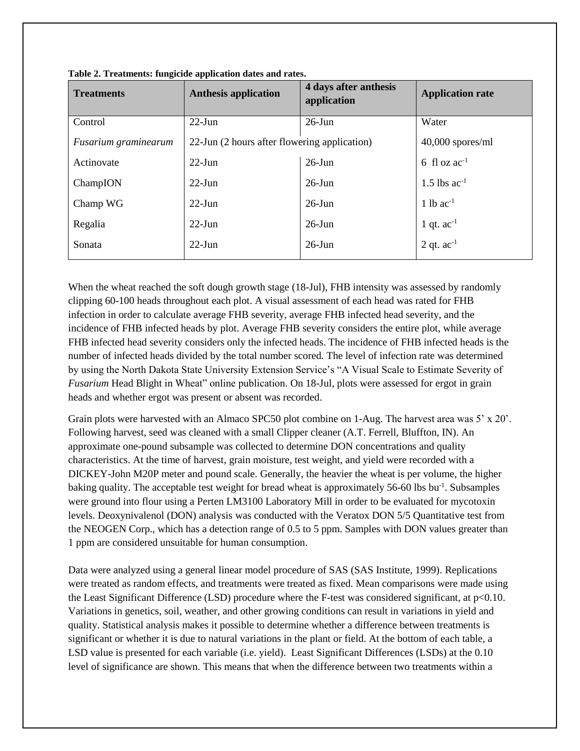**Table 2. Treatments: fungicide application dates and rates.**

| Treatments | Anthesis application | 4 days after anthesis application | Application rate |
|---|---|---|---|
| Control | 22-Jun | 26-Jun | Water |
| *Fusarium graminearum* | 22-Jun (2 hours after flowering application) | | 40,000 spores/ml |
| Actinovate | 22-Jun | 26-Jun | 6 fl oz $ac^{-1}$ |
| ChampION | 22-Jun | 26-Jun | 1.5 lbs $ac^{-1}$ |
| Champ WG | 22-Jun | 26-Jun | 1 lb $ac^{-1}$ |
| Regalia | 22-Jun | 26-Jun | 1 qt. $ac^{-1}$ |
| Sonata | 22-Jun | 26-Jun | 2 qt. $ac^{-1}$ |

When the wheat reached the soft dough growth stage (18-Jul), FHB intensity was assessed by randomly clipping 60-100 heads throughout each plot. A visual assessment of each head was rated for FHB infection in order to calculate average FHB severity, average FHB infected head severity, and the incidence of FHB infected heads by plot. Average FHB severity considers the entire plot, while average FHB infected head severity considers only the infected heads. The incidence of FHB infected heads is the number of infected heads divided by the total number scored. The level of infection rate was determined by using the North Dakota State University Extension Service's "A Visual Scale to Estimate Severity of *Fusarium* Head Blight in Wheat" online publication. On 18-Jul, plots were assessed for ergot in grain heads and whether ergot was present or absent was recorded.

Grain plots were harvested with an Almaco SPC50 plot combine on 1-Aug. The harvest area was 5' x 20'. Following harvest, seed was cleaned with a small Clipper cleaner (A.T. Ferrell, Bluffton, IN). An approximate one-pound subsample was collected to determine DON concentrations and quality characteristics. At the time of harvest, grain moisture, test weight, and yield were recorded with a DICKEY-John M20P meter and pound scale. Generally, the heavier the wheat is per volume, the higher baking quality. The acceptable test weight for bread wheat is approximately 56-60 lbs $bu^{-1}$. Subsamples were ground into flour using a Perten LM3100 Laboratory Mill in order to be evaluated for mycotoxin levels. Deoxynivalenol (DON) analysis was conducted with the Veratox DON 5/5 Quantitative test from the NEOGEN Corp., which has a detection range of 0.5 to 5 ppm. Samples with DON values greater than 1 ppm are considered unsuitable for human consumption.

Data were analyzed using a general linear model procedure of SAS (SAS Institute, 1999). Replications were treated as random effects, and treatments were treated as fixed. Mean comparisons were made using the Least Significant Difference (LSD) procedure where the F-test was considered significant, at $p<0.10$. Variations in genetics, soil, weather, and other growing conditions can result in variations in yield and quality. Statistical analysis makes it possible to determine whether a difference between treatments is significant or whether it is due to natural variations in the plant or field. At the bottom of each table, a LSD value is presented for each variable (i.e. yield). Least Significant Differences (LSDs) at the 0.10 level of significance are shown. This means that when the difference between two treatments within a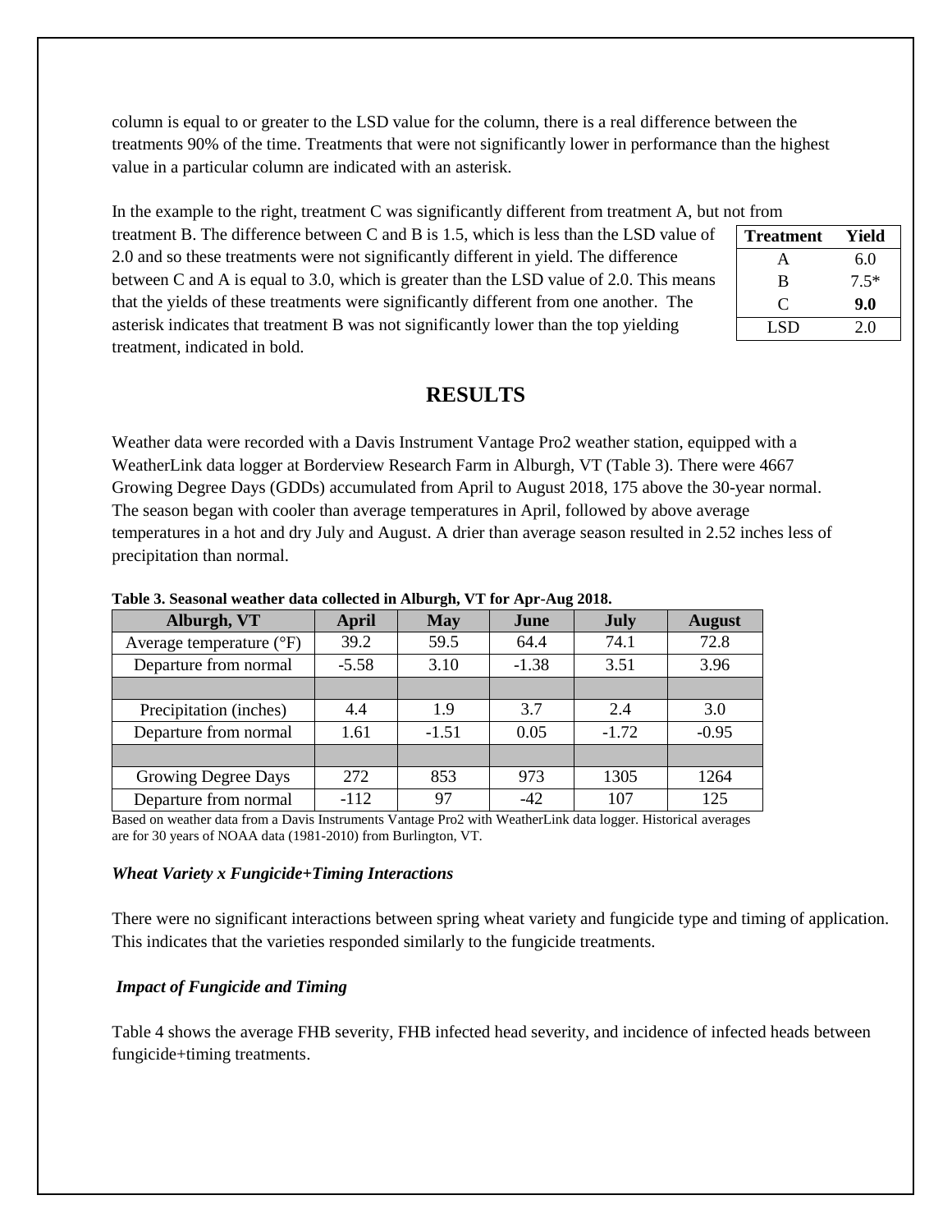column is equal to or greater to the LSD value for the column, there is a real difference between the treatments 90% of the time. Treatments that were not significantly lower in performance than the highest value in a particular column are indicated with an asterisk.

In the example to the right, treatment C was significantly different from treatment A, but not from treatment B. The difference between C and B is 1.5, which is less than the LSD value of 2.0 and so these treatments were not significantly different in yield. The difference between C and A is equal to 3.0, which is greater than the LSD value of 2.0. This means that the yields of these treatments were significantly different from one another. The asterisk indicates that treatment B was not significantly lower than the top yielding treatment, indicated in bold.

| Treatment | Yield |
|---|---|
| A | 6.0 |
| B | 7.5* |
| C | **9.0** |
| LSD | 2.0 |

# RESULTS

Weather data were recorded with a Davis Instrument Vantage Pro2 weather station, equipped with a WeatherLink data logger at Borderview Research Farm in Alburgh, VT (Table 3). There were 4667 Growing Degree Days (GDDs) accumulated from April to August 2018, 175 above the 30-year normal. The season began with cooler than average temperatures in April, followed by above average temperatures in a hot and dry July and August. A drier than average season resulted in 2.52 inches less of precipitation than normal.

**Table 3. Seasonal weather data collected in Alburgh, VT for Apr-Aug 2018.**

| Alburgh, VT | April | May | June | July | August |
|---|---|---|---|---|---|
| Average temperature (°F) | 39.2 | 59.5 | 64.4 | 74.1 | 72.8 |
| Departure from normal | -5.58 | 3.10 | -1.38 | 3.51 | 3.96 |
| | | | | | |
| Precipitation (inches) | 4.4 | 1.9 | 3.7 | 2.4 | 3.0 |
| Departure from normal | 1.61 | -1.51 | 0.05 | -1.72 | -0.95 |
| | | | | | |
| Growing Degree Days | 272 | 853 | 973 | 1305 | 1264 |
| Departure from normal | -112 | 97 | -42 | 107 | 125 |

Based on weather data from a Davis Instruments Vantage Pro2 with WeatherLink data logger. Historical averages are for 30 years of NOAA data (1981-2010) from Burlington, VT.

***Wheat Variety x Fungicide+Timing Interactions***

There were no significant interactions between spring wheat variety and fungicide type and timing of application. This indicates that the varieties responded similarly to the fungicide treatments.

***Impact of Fungicide and Timing***

Table 4 shows the average FHB severity, FHB infected head severity, and incidence of infected heads between fungicide+timing treatments.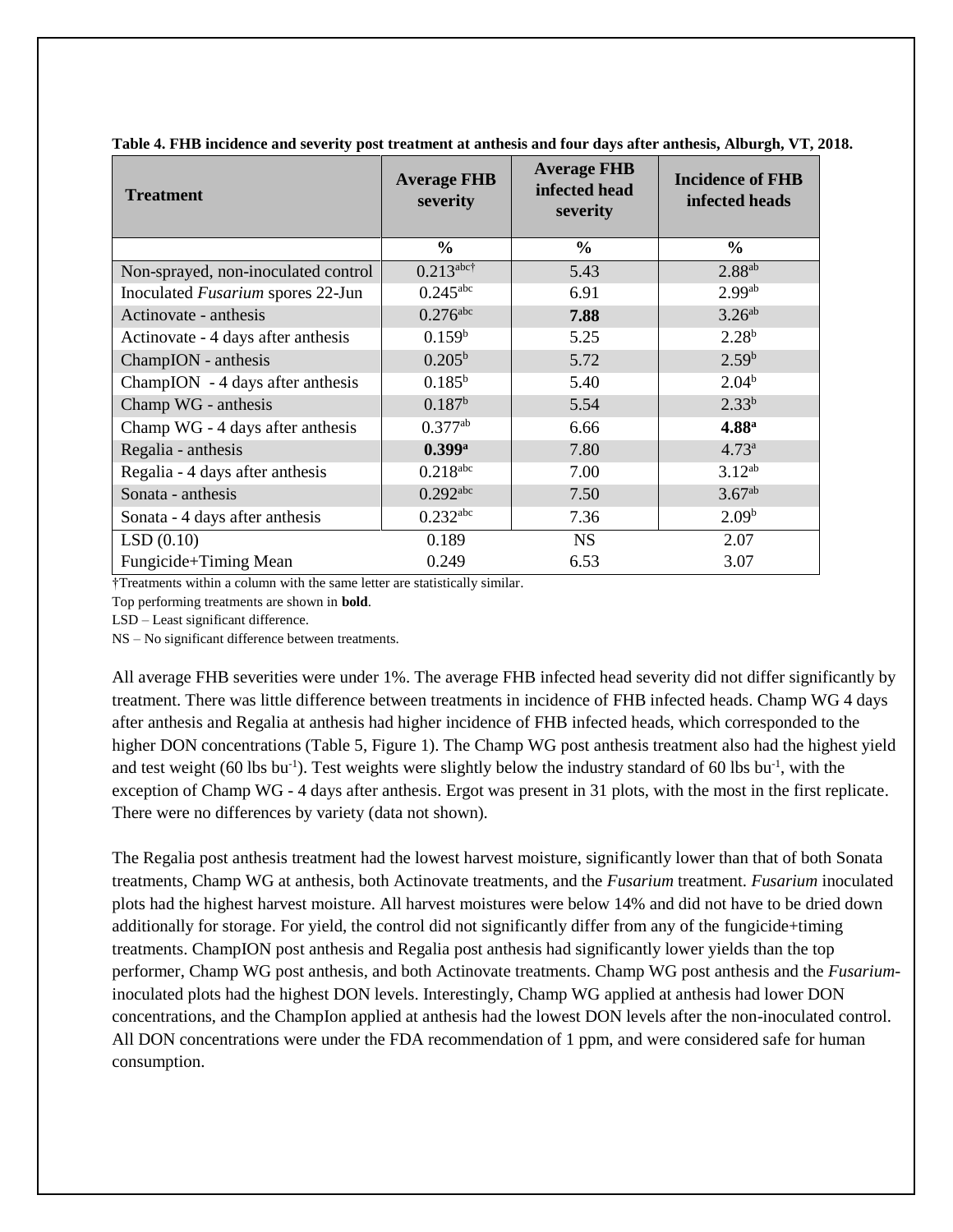**Table 4. FHB incidence and severity post treatment at anthesis and four days after anthesis, Alburgh, VT, 2018.**

| Treatment | Average FHB severity | Average FHB infected head severity | Incidence of FHB infected heads |
|---|---|---|---|
| | % | % | % |
| Non-sprayed, non-inoculated control | 0.213[abc†] | 5.43 | 2.88[ab] |
| Inoculated *Fusarium* spores 22-Jun | 0.245[abc] | 6.91 | 2.99[ab] |
| Actinovate - anthesis | 0.276[abc] | **7.88** | 3.26[ab] |
| Actinovate - 4 days after anthesis | 0.159[b] | 5.25 | 2.28[b] |
| ChampION - anthesis | 0.205[b] | 5.72 | 2.59[b] |
| ChampION - 4 days after anthesis | 0.185[b] | 5.40 | 2.04[b] |
| Champ WG - anthesis | 0.187[b] | 5.54 | 2.33[b] |
| Champ WG - 4 days after anthesis | 0.377[ab] | 6.66 | **4.88[a]** |
| Regalia - anthesis | **0.399[a]** | 7.80 | 4.73[a] |
| Regalia - 4 days after anthesis | 0.218[abc] | 7.00 | 3.12[ab] |
| Sonata - anthesis | 0.292[abc] | 7.50 | 3.67[ab] |
| Sonata - 4 days after anthesis | 0.232[abc] | 7.36 | 2.09[b] |
| LSD (0.10) | 0.189 | NS | 2.07 |
| Fungicide+Timing Mean | 0.249 | 6.53 | 3.07 |

†Treatments within a column with the same letter are statistically similar.

Top performing treatments are shown in **bold**.

LSD – Least significant difference.

NS – No significant difference between treatments.

All average FHB severities were under 1%. The average FHB infected head severity did not differ significantly by treatment. There was little difference between treatments in incidence of FHB infected heads. Champ WG 4 days after anthesis and Regalia at anthesis had higher incidence of FHB infected heads, which corresponded to the higher DON concentrations (Table 5, Figure 1). The Champ WG post anthesis treatment also had the highest yield and test weight (60 lbs $bu^{-1}$). Test weights were slightly below the industry standard of 60 lbs $bu^{-1}$, with the exception of Champ WG - 4 days after anthesis. Ergot was present in 31 plots, with the most in the first replicate. There were no differences by variety (data not shown).

The Regalia post anthesis treatment had the lowest harvest moisture, significantly lower than that of both Sonata treatments, Champ WG at anthesis, both Actinovate treatments, and the *Fusarium* treatment. *Fusarium* inoculated plots had the highest harvest moisture. All harvest moistures were below 14% and did not have to be dried down additionally for storage. For yield, the control did not significantly differ from any of the fungicide+timing treatments. ChampION post anthesis and Regalia post anthesis had significantly lower yields than the top performer, Champ WG post anthesis, and both Actinovate treatments. Champ WG post anthesis and the *Fusarium*-inoculated plots had the highest DON levels. Interestingly, Champ WG applied at anthesis had lower DON concentrations, and the ChampIon applied at anthesis had the lowest DON levels after the non-inoculated control. All DON concentrations were under the FDA recommendation of 1 ppm, and were considered safe for human consumption.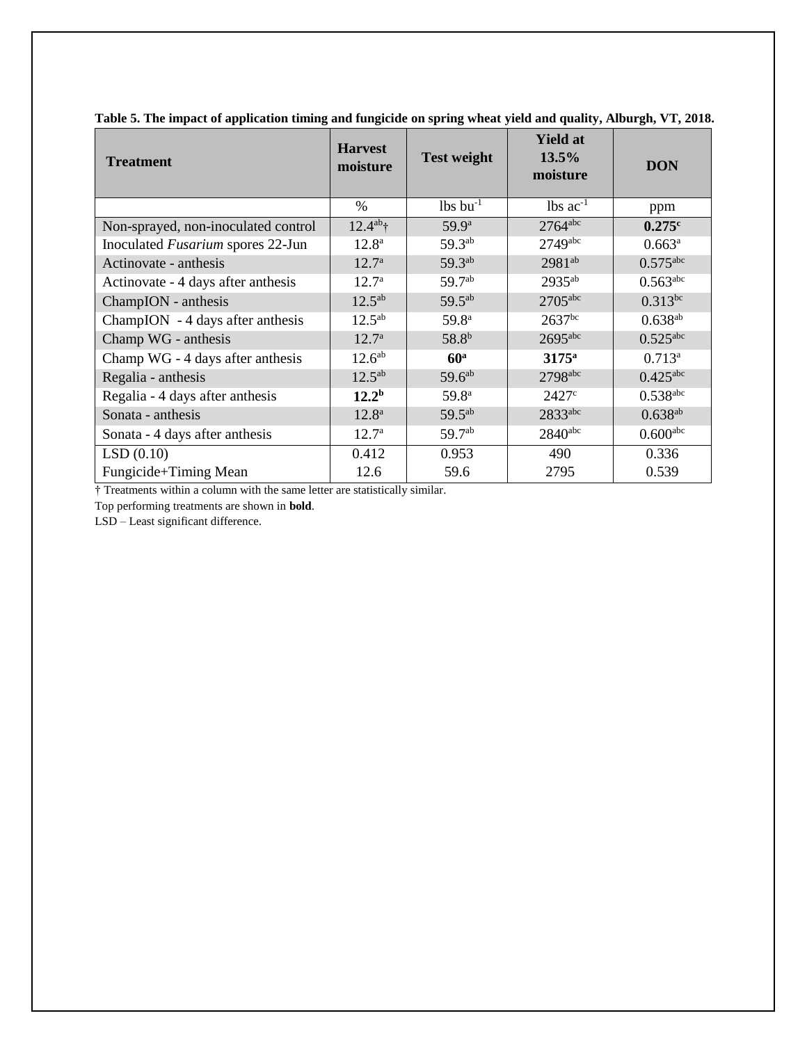**Table 5. The impact of application timing and fungicide on spring wheat yield and quality, Alburgh, VT, 2018.**

| Treatment | Harvest moisture | Test weight | Yield at 13.5% moisture | DON |
|---|---|---|---|---|
| | % | lbs bu$^{-1}$ | lbs ac$^{-1}$ | ppm |
| Non-sprayed, non-inoculated control | 12.4$^{ab}$† | 59.9$^{a}$ | 2764$^{abc}$ | **0.275$^{c}$** |
| Inoculated *Fusarium* spores 22-Jun | 12.8$^{a}$ | 59.3$^{ab}$ | 2749$^{abc}$ | 0.663$^{a}$ |
| Actinovate - anthesis | 12.7$^{a}$ | 59.3$^{ab}$ | 2981$^{ab}$ | 0.575$^{abc}$ |
| Actinovate - 4 days after anthesis | 12.7$^{a}$ | 59.7$^{ab}$ | 2935$^{ab}$ | 0.563$^{abc}$ |
| ChampION - anthesis | 12.5$^{ab}$ | 59.5$^{ab}$ | 2705$^{abc}$ | 0.313$^{bc}$ |
| ChampION - 4 days after anthesis | 12.5$^{ab}$ | 59.8$^{a}$ | 2637$^{bc}$ | 0.638$^{ab}$ |
| Champ WG - anthesis | 12.7$^{a}$ | 58.8$^{b}$ | 2695$^{abc}$ | 0.525$^{abc}$ |
| Champ WG - 4 days after anthesis | 12.6$^{ab}$ | **60$^{a}$** | **3175$^{a}$** | 0.713$^{a}$ |
| Regalia - anthesis | 12.5$^{ab}$ | 59.6$^{ab}$ | 2798$^{abc}$ | 0.425$^{abc}$ |
| Regalia - 4 days after anthesis | **12.2$^{b}$** | 59.8$^{a}$ | 2427$^{c}$ | 0.538$^{abc}$ |
| Sonata - anthesis | 12.8$^{a}$ | 59.5$^{ab}$ | 2833$^{abc}$ | 0.638$^{ab}$ |
| Sonata - 4 days after anthesis | 12.7$^{a}$ | 59.7$^{ab}$ | 2840$^{abc}$ | 0.600$^{abc}$ |
| LSD (0.10) | 0.412 | 0.953 | 490 | 0.336 |
| Fungicide+Timing Mean | 12.6 | 59.6 | 2795 | 0.539 |

† Treatments within a column with the same letter are statistically similar.

Top performing treatments are shown in **bold**.

LSD – Least significant difference.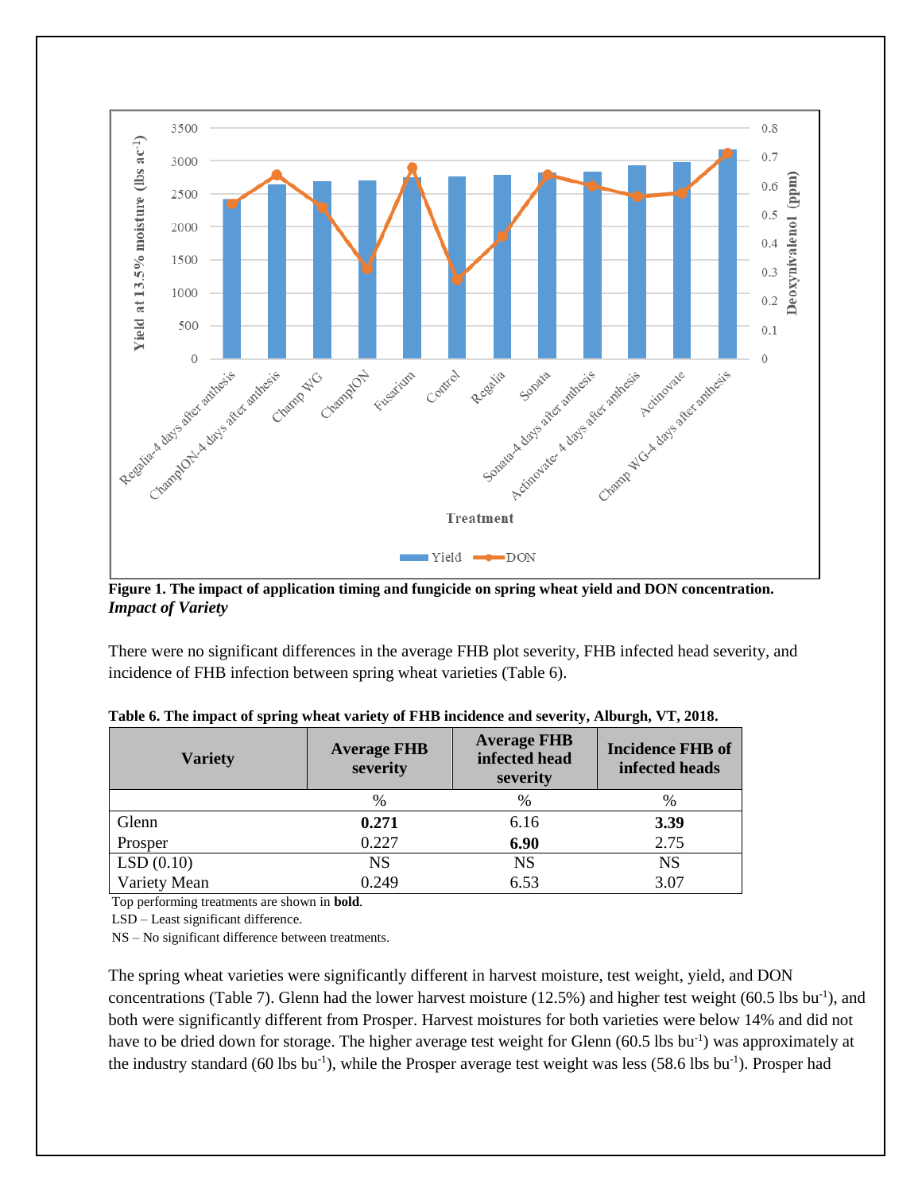**Figure 1. The impact of application timing and fungicide on spring wheat yield and DON concentration.**

***Impact of Variety***

There were no significant differences in the average FHB plot severity, FHB infected head severity, and incidence of FHB infection between spring wheat varieties (Table 6).

**Table 6. The impact of spring wheat variety of FHB incidence and severity, Alburgh, VT, 2018.**

| Variety | Average FHB severity | Average FHB infected head severity | Incidence FHB of infected heads |
|---|---|---|---|
| | % | % | % |
| Glenn | **0.271** | 6.16 | **3.39** |
| Prosper | 0.227 | **6.90** | 2.75 |
| LSD (0.10) | NS | NS | NS |
| Variety Mean | 0.249 | 6.53 | 3.07 |

Top performing treatments are shown in **bold**.

LSD – Least significant difference.

NS – No significant difference between treatments.

The spring wheat varieties were significantly different in harvest moisture, test weight, yield, and DON concentrations (Table 7). Glenn had the lower harvest moisture (12.5%) and higher test weight (60.5 lbs $bu^{-1}$), and both were significantly different from Prosper. Harvest moistures for both varieties were below 14% and did not have to be dried down for storage. The higher average test weight for Glenn (60.5 lbs $bu^{-1}$) was approximately at the industry standard (60 lbs $bu^{-1}$), while the Prosper average test weight was less (58.6 lbs $bu^{-1}$). Prosper had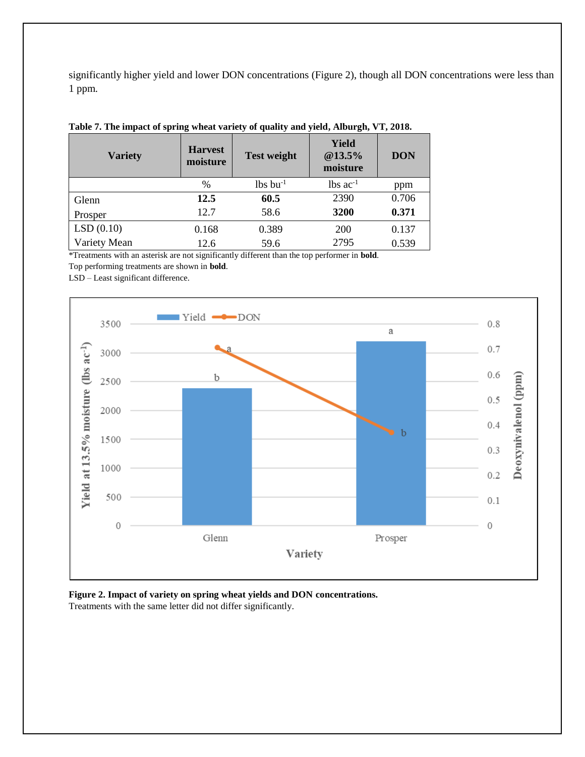significantly higher yield and lower DON concentrations (Figure 2), though all DON concentrations were less than 1 ppm.

**Table 7. The impact of spring wheat variety of quality and yield, Alburgh, VT, 2018.**

| Variety | Harvest moisture | Test weight | Yield @13.5% moisture | DON |
|---|---|---|---|---|
| | % | lbs bu$^{-1}$ | lbs ac$^{-1}$ | ppm |
| Glenn | **12.5** | **60.5** | 2390 | 0.706 |
| Prosper | 12.7 | 58.6 | **3200** | **0.371** |
| LSD (0.10) | 0.168 | 0.389 | 200 | 0.137 |
| Variety Mean | 12.6 | 59.6 | 2795 | 0.539 |

*Treatments with an asterisk are not significantly different than the top performer in **bold**.
Top performing treatments are shown in **bold**.
LSD – Least significant difference.

**Figure 2. Impact of variety on spring wheat yields and DON concentrations.**
Treatments with the same letter did not differ significantly.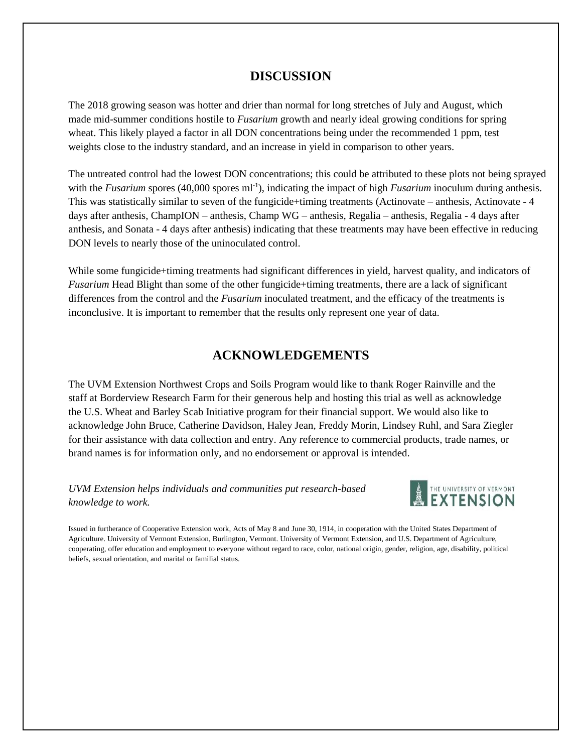## DISCUSSION

The 2018 growing season was hotter and drier than normal for long stretches of July and August, which made mid-summer conditions hostile to *Fusarium* growth and nearly ideal growing conditions for spring wheat. This likely played a factor in all DON concentrations being under the recommended 1 ppm, test weights close to the industry standard, and an increase in yield in comparison to other years.

The untreated control had the lowest DON concentrations; this could be attributed to these plots not being sprayed with the *Fusarium* spores (40,000 spores $ml^{-1}$), indicating the impact of high *Fusarium* inoculum during anthesis. This was statistically similar to seven of the fungicide+timing treatments (Actinovate – anthesis, Actinovate - 4 days after anthesis, ChampION – anthesis, Champ WG – anthesis, Regalia – anthesis, Regalia - 4 days after anthesis, and Sonata - 4 days after anthesis) indicating that these treatments may have been effective in reducing DON levels to nearly those of the uninoculated control.

While some fungicide+timing treatments had significant differences in yield, harvest quality, and indicators of *Fusarium* Head Blight than some of the other fungicide+timing treatments, there are a lack of significant differences from the control and the *Fusarium* inoculated treatment, and the efficacy of the treatments is inconclusive. It is important to remember that the results only represent one year of data.

## ACKNOWLEDGEMENTS

The UVM Extension Northwest Crops and Soils Program would like to thank Roger Rainville and the staff at Borderview Research Farm for their generous help and hosting this trial as well as acknowledge the U.S. Wheat and Barley Scab Initiative program for their financial support. We would also like to acknowledge John Bruce, Catherine Davidson, Haley Jean, Freddy Morin, Lindsey Ruhl, and Sara Ziegler for their assistance with data collection and entry. Any reference to commercial products, trade names, or brand names is for information only, and no endorsement or approval is intended.

*UVM Extension helps individuals and communities put research-based knowledge to work.*

THE UNIVERSITY OF VERMONT EXTENSION

Issued in furtherance of Cooperative Extension work, Acts of May 8 and June 30, 1914, in cooperation with the United States Department of Agriculture. University of Vermont Extension, Burlington, Vermont. University of Vermont Extension, and U.S. Department of Agriculture, cooperating, offer education and employment to everyone without regard to race, color, national origin, gender, religion, age, disability, political beliefs, sexual orientation, and marital or familial status.